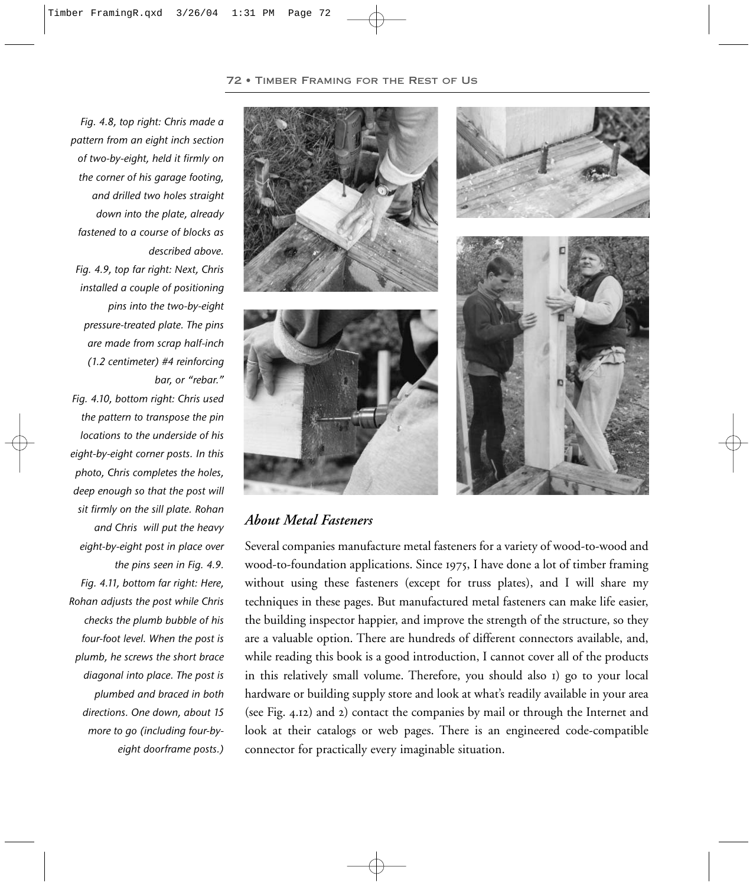*Fig. 4.8, top right: Chris made a pattern from an eight inch section of two-by-eight, held it firmly on the corner of his garage footing, and drilled two holes straight down into the plate, already fastened to a course of blocks as described above.*

*Fig. 4.9, top far right: Next, Chris installed a couple of positioning pins into the two-by-eight pressure-treated plate. The pins are made from scrap half-inch (1.2 centimeter) #4 reinforcing bar, or "rebar."*

*Fig. 4.10, bottom right: Chris used the pattern to transpose the pin locations to the underside of his eight-by-eight corner posts. In this photo, Chris completes the holes, deep enough so that the post will sit firmly on the sill plate. Rohan and Chris will put the heavy eight-by-eight post in place over the pins seen in Fig. 4.9.*

*Fig. 4.11, bottom far right: Here, Rohan adjusts the post while Chris checks the plumb bubble of his four-foot level. When the post is plumb, he screws the short brace diagonal into place. The post is plumbed and braced in both directions. One down, about 15 more to go (including four-by-eight doorframe posts.)*

### *About Metal Fasteners*

Several companies manufacture metal fasteners for a variety of wood-to-wood and wood-to-foundation applications. Since 1975, I have done a lot of timber framing without using these fasteners (except for truss plates), and I will share my techniques in these pages. But manufactured metal fasteners can make life easier, the building inspector happier, and improve the strength of the structure, so they are a valuable option. There are hundreds of different connectors available, and, while reading this book is a good introduction, I cannot cover all of the products in this relatively small volume. Therefore, you should also 1) go to your local hardware or building supply store and look at what's readily available in your area (see Fig. 4.12) and 2) contact the companies by mail or through the Internet and look at their catalogs or web pages. There is an engineered code-compatible connector for practically every imaginable situation.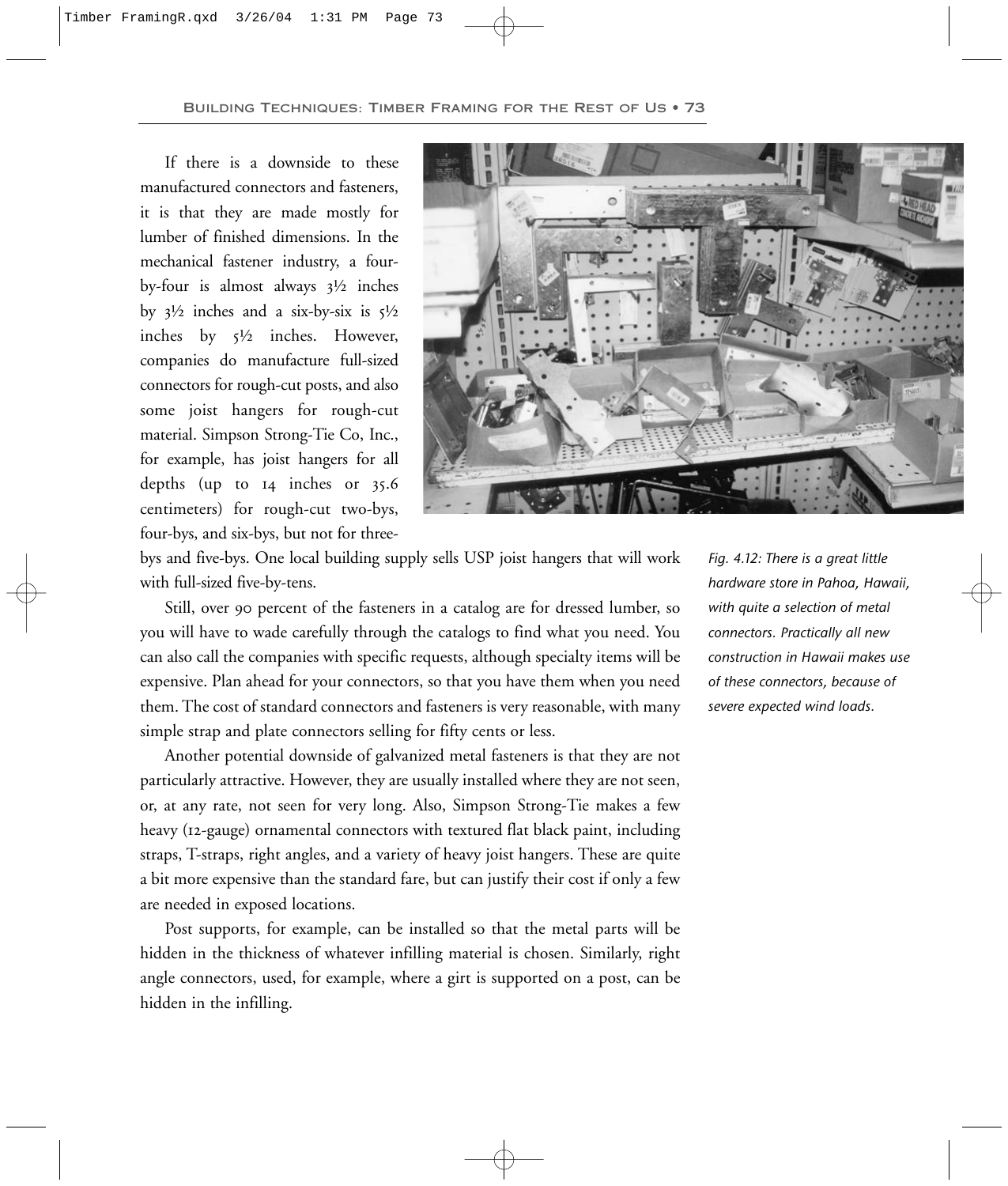If there is a downside to these manufactured connectors and fasteners, it is that they are made mostly for lumber of finished dimensions. In the mechanical fastener industry, a four-by-four is almost always 3½ inches by 3½ inches and a six-by-six is 5½ inches by 5½ inches. However, companies do manufacture full-sized connectors for rough-cut posts, and also some joist hangers for rough-cut material. Simpson Strong-Tie Co, Inc., for example, has joist hangers for all depths (up to 14 inches or 35.6 centimeters) for rough-cut two-bys, four-bys, and six-bys, but not for three-bys and five-bys. One local building supply sells USP joist hangers that will work with full-sized five-by-tens.

*Fig. 4.12: There is a great little hardware store in Pahoa, Hawaii, with quite a selection of metal connectors. Practically all new construction in Hawaii makes use of these connectors, because of severe expected wind loads.*

Still, over 90 percent of the fasteners in a catalog are for dressed lumber, so you will have to wade carefully through the catalogs to find what you need. You can also call the companies with specific requests, although specialty items will be expensive. Plan ahead for your connectors, so that you have them when you need them. The cost of standard connectors and fasteners is very reasonable, with many simple strap and plate connectors selling for fifty cents or less.

Another potential downside of galvanized metal fasteners is that they are not particularly attractive. However, they are usually installed where they are not seen, or, at any rate, not seen for very long. Also, Simpson Strong-Tie makes a few heavy (12-gauge) ornamental connectors with textured flat black paint, including straps, T-straps, right angles, and a variety of heavy joist hangers. These are quite a bit more expensive than the standard fare, but can justify their cost if only a few are needed in exposed locations.

Post supports, for example, can be installed so that the metal parts will be hidden in the thickness of whatever infilling material is chosen. Similarly, right angle connectors, used, for example, where a girt is supported on a post, can be hidden in the infilling.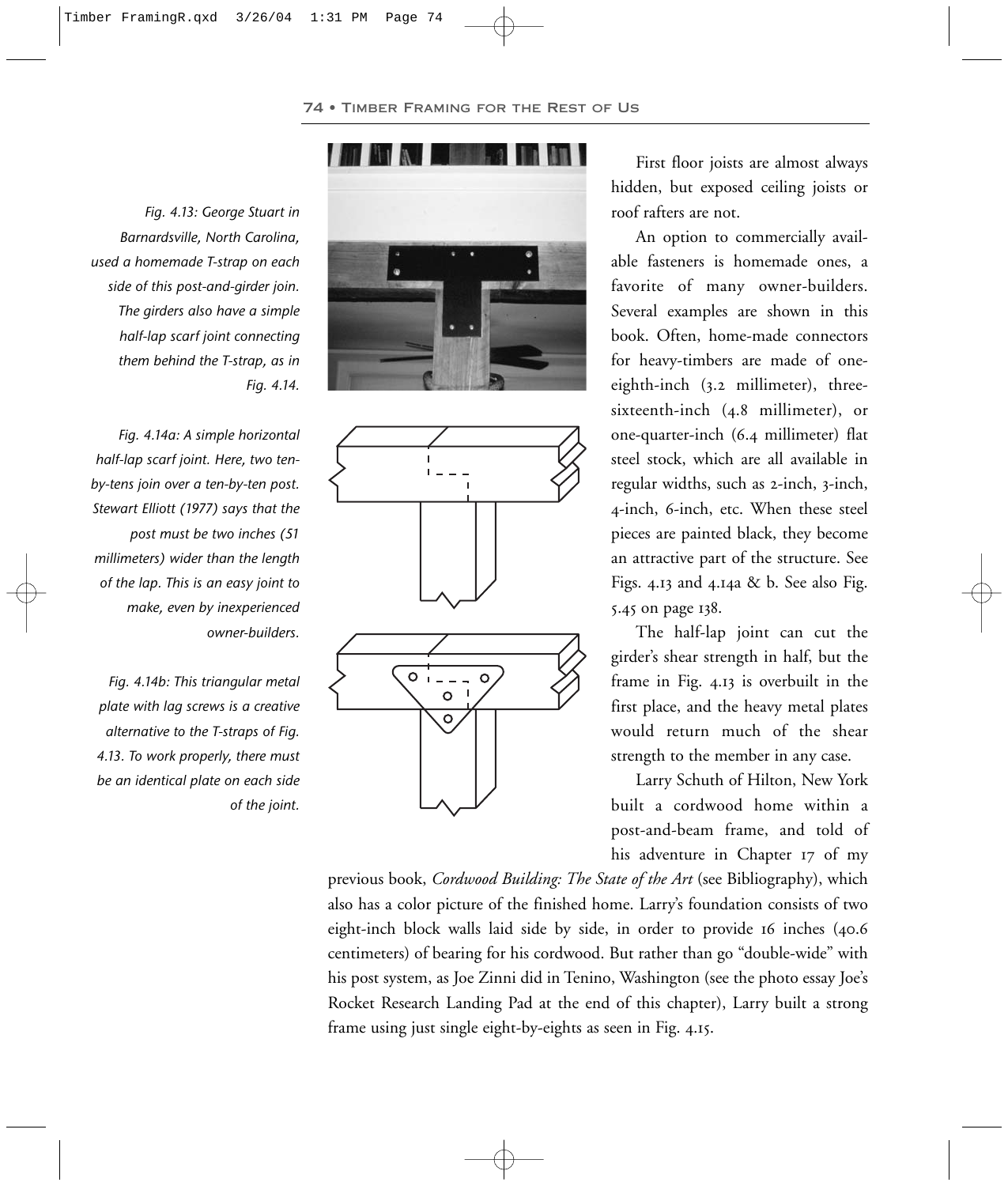*Fig. 4.13: George Stuart in Barnardsville, North Carolina, used a homemade T-strap on each side of this post-and-girder join. The girders also have a simple half-lap scarf joint connecting them behind the T-strap, as in Fig. 4.14.*

*Fig. 4.14a: A simple horizontal half-lap scarf joint. Here, two ten-by-tens join over a ten-by-ten post. Stewart Elliott (1977) says that the post must be two inches (51 millimeters) wider than the length of the lap. This is an easy joint to make, even by inexperienced owner-builders.*

*Fig. 4.14b: This triangular metal plate with lag screws is a creative alternative to the T-straps of Fig. 4.13. To work properly, there must be an identical plate on each side of the joint.*

First floor joists are almost always hidden, but exposed ceiling joists or roof rafters are not.

An option to commercially available fasteners is homemade ones, a favorite of many owner-builders. Several examples are shown in this book. Often, home-made connectors for heavy-timbers are made of one-eighth-inch (3.2 millimeter), three-sixteenth-inch (4.8 millimeter), or one-quarter-inch (6.4 millimeter) flat steel stock, which are all available in regular widths, such as 2-inch, 3-inch, 4-inch, 6-inch, etc. When these steel pieces are painted black, they become an attractive part of the structure. See Figs. 4.13 and 4.14a & b. See also Fig. 5.45 on page 138.

The half-lap joint can cut the girder's shear strength in half, but the frame in Fig. 4.13 is overbuilt in the first place, and the heavy metal plates would return much of the shear strength to the member in any case.

Larry Schuth of Hilton, New York built a cordwood home within a post-and-beam frame, and told of his adventure in Chapter 17 of my previous book, *Cordwood Building: The State of the Art* (see Bibliography), which also has a color picture of the finished home. Larry's foundation consists of two eight-inch block walls laid side by side, in order to provide 16 inches (40.6 centimeters) of bearing for his cordwood. But rather than go "double-wide" with his post system, as Joe Zinni did in Tenino, Washington (see the photo essay Joe's Rocket Research Landing Pad at the end of this chapter), Larry built a strong frame using just single eight-by-eights as seen in Fig. 4.15.